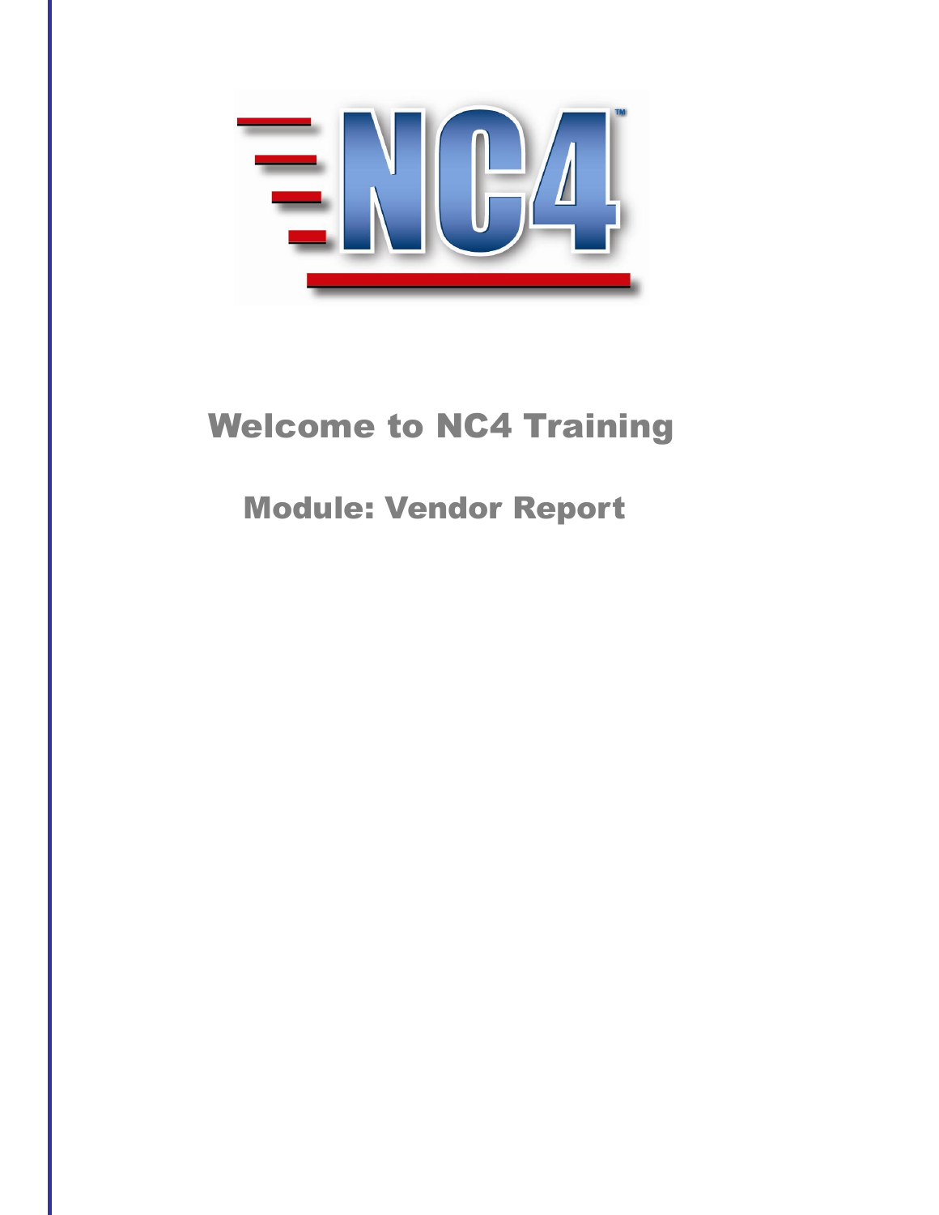# Welcome to NC4 Training

## Module: Vendor Report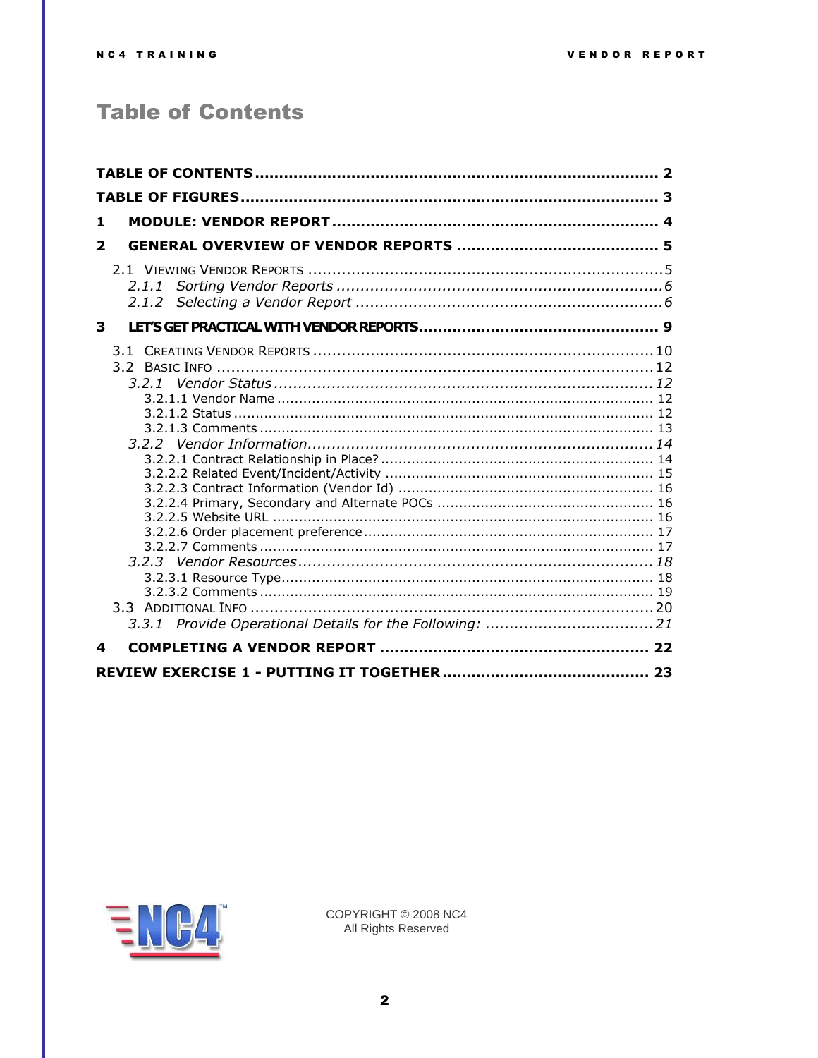# Table of Contents

**TABLE OF CONTENTS** .................................................................................. 2

**TABLE OF FIGURES** ..................................................................................... 3

**1 MODULE: VENDOR REPORT** ...................................................................... 4

**2 GENERAL OVERVIEW OF VENDOR REPORTS** ........................................... 5

- 2.1 VIEWING VENDOR REPORTS ......................................................................... 5
  - *2.1.1 Sorting Vendor Reports* ..................................................................... 6
  - *2.1.2 Selecting a Vendor Report* ................................................................. 6

**3 LET'S GET PRACTICAL WITH VENDOR REPORTS** ....................................... 9

- 3.1 CREATING VENDOR REPORTS ...................................................................... 10
- 3.2 BASIC INFO .............................................................................................. 12
  - *3.2.1 Vendor Status* ................................................................................ 12
    - 3.2.1.1 Vendor Name ..................................................................................... 12
    - 3.2.1.2 Status ................................................................................................ 12
    - 3.2.1.3 Comments .......................................................................................... 13
  - *3.2.2 Vendor Information* ......................................................................... 14
    - 3.2.2.1 Contract Relationship in Place? .............................................................. 14
    - 3.2.2.2 Related Event/Incident/Activity ............................................................. 15
    - 3.2.2.3 Contract Information (Vendor Id) .......................................................... 16
    - 3.2.2.4 Primary, Secondary and Alternate POCs ................................................. 16
    - 3.2.2.5 Website URL ....................................................................................... 16
    - 3.2.2.6 Order placement preference .................................................................. 17
    - 3.2.2.7 Comments .......................................................................................... 17
  - *3.2.3 Vendor Resources* ........................................................................... 18
    - 3.2.3.1 Resource Type..................................................................................... 18
    - 3.2.3.2 Comments .......................................................................................... 19
- 3.3 ADDITIONAL INFO ..................................................................................... 20
  - *3.3.1 Provide Operational Details for the Following:* ................................... 21

**4 COMPLETING A VENDOR REPORT** ........................................................ 22

**REVIEW EXERCISE 1 - PUTTING IT TOGETHER** ........................................ 23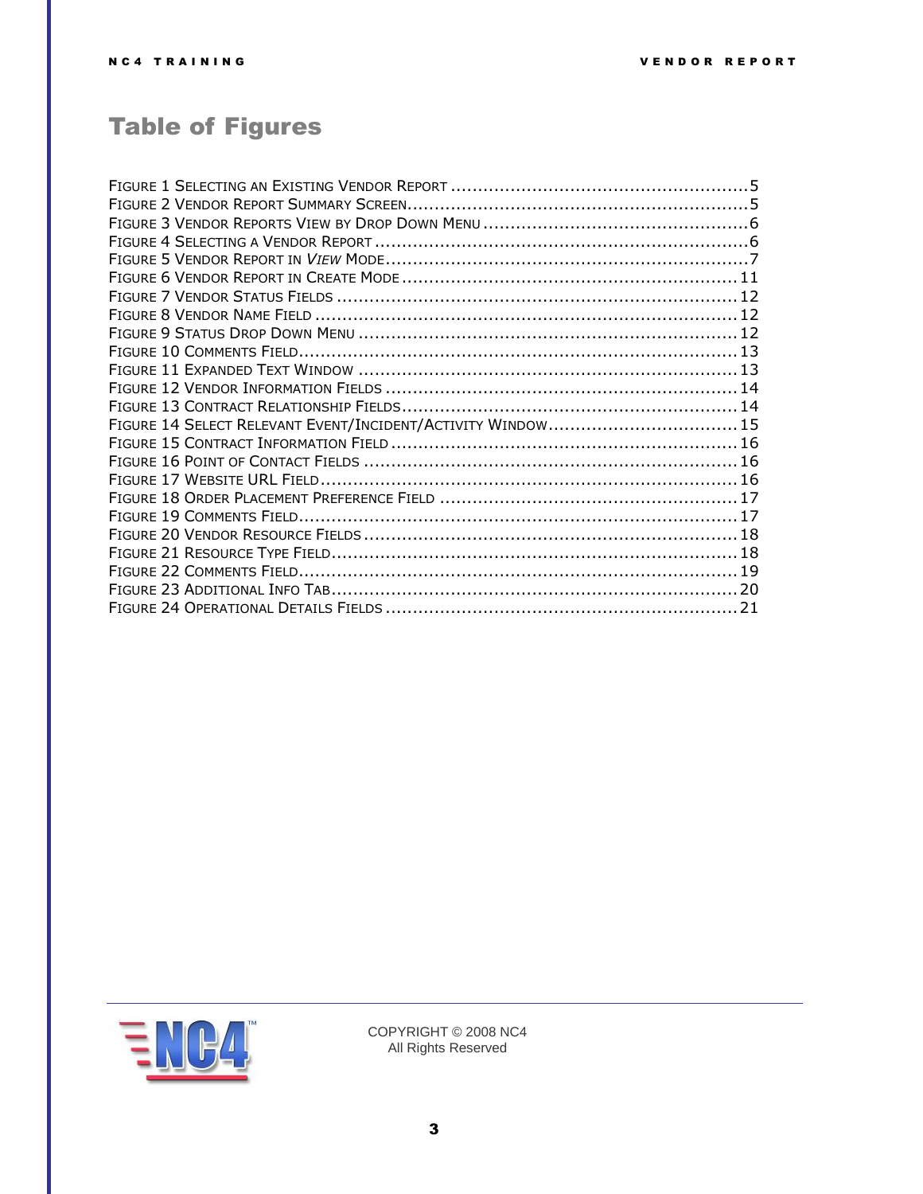# Table of Figures

Figure 1 Selecting an Existing Vendor Report .......................................................5
Figure 2 Vendor Report Summary Screen...............................................................5
Figure 3 Vendor Reports View by Drop Down Menu .................................................6
Figure 4 Selecting a Vendor Report .....................................................................6
Figure 5 Vendor Report in *View* Mode....................................................................7
Figure 6 Vendor Report in Create Mode ..............................................................11
Figure 7 Vendor Status Fields ..........................................................................12
Figure 8 Vendor Name Field ..............................................................................12
Figure 9 Status Drop Down Menu ......................................................................12
Figure 10 Comments Field.................................................................................13
Figure 11 Expanded Text Window ......................................................................13
Figure 12 Vendor Information Fields .................................................................14
Figure 13 Contract Relationship Fields...............................................................14
Figure 14 Select Relevant Event/Incident/Activity Window...................................15
Figure 15 Contract Information Field ................................................................16
Figure 16 Point of Contact Fields .....................................................................16
Figure 17 Website URL Field.............................................................................16
Figure 18 Order Placement Preference Field .......................................................17
Figure 19 Comments Field.................................................................................17
Figure 20 Vendor Resource Fields .....................................................................18
Figure 21 Resource Type Field...........................................................................18
Figure 22 Comments Field.................................................................................19
Figure 23 Additional Info Tab...........................................................................20
Figure 24 Operational Details Fields .................................................................21

COPYRIGHT © 2008 NC4
All Rights Reserved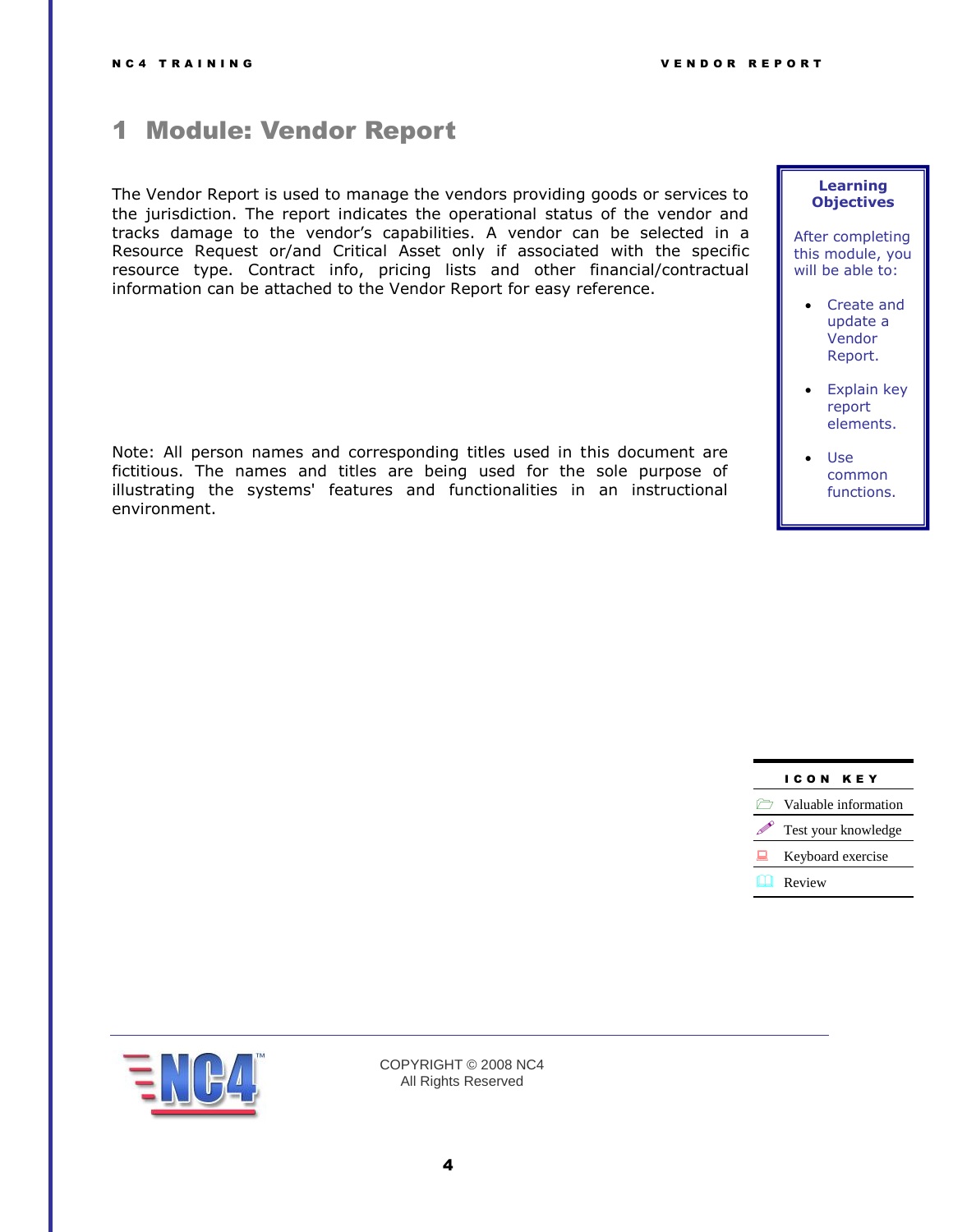# 1 Module: Vendor Report

The Vendor Report is used to manage the vendors providing goods or services to the jurisdiction. The report indicates the operational status of the vendor and tracks damage to the vendor's capabilities. A vendor can be selected in a Resource Request or/and Critical Asset only if associated with the specific resource type. Contract info, pricing lists and other financial/contractual information can be attached to the Vendor Report for easy reference.

Note: All person names and corresponding titles used in this document are fictitious. The names and titles are being used for the sole purpose of illustrating the systems' features and functionalities in an instructional environment.

**Learning Objectives**

After completing this module, you will be able to:

- Create and update a Vendor Report.
- Explain key report elements.
- Use common functions.

| ICON KEY |
| --- |
| Valuable information |
| Test your knowledge |
| Keyboard exercise |
| Review |

COPYRIGHT © 2008 NC4
All Rights Reserved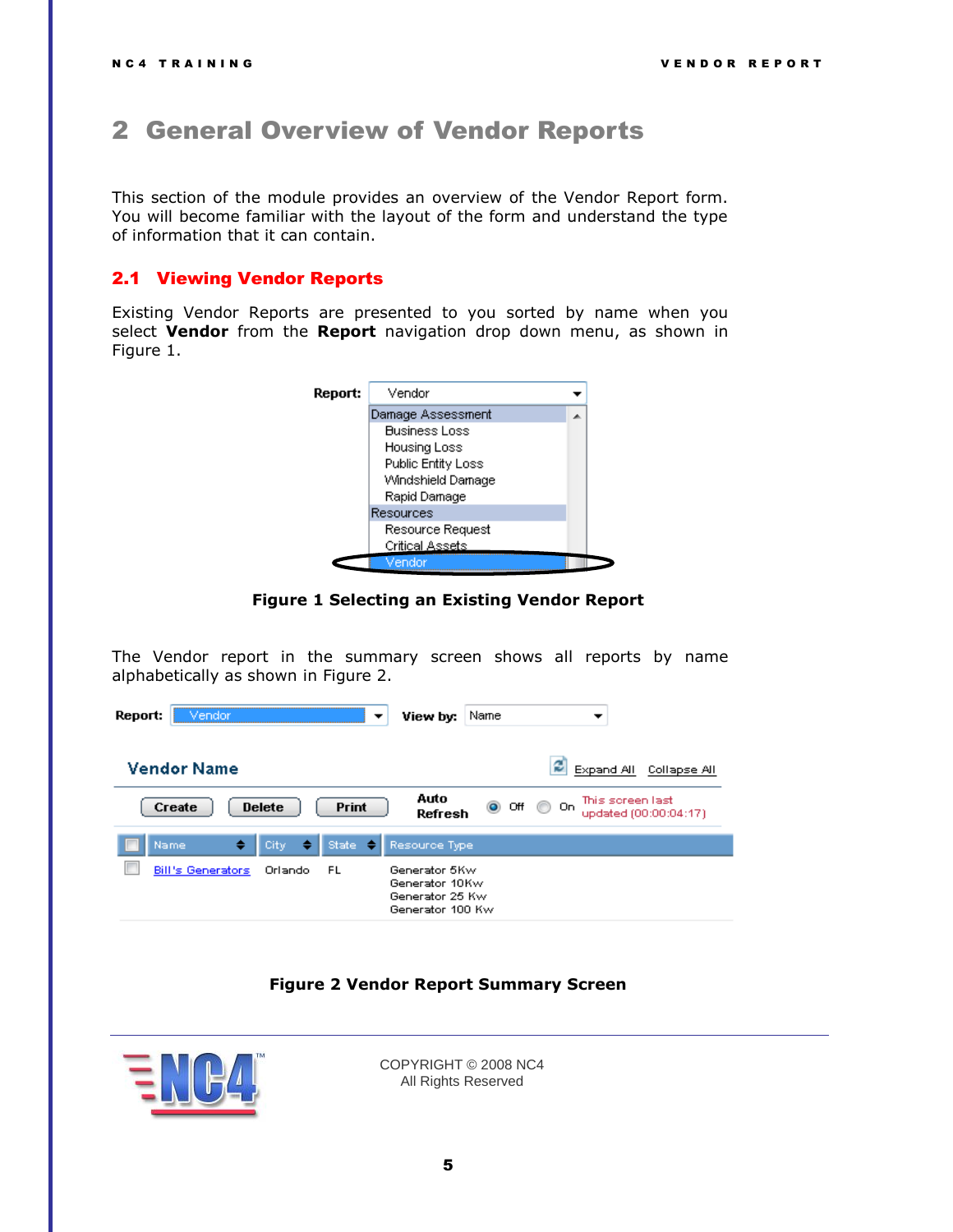# 2 General Overview of Vendor Reports

This section of the module provides an overview of the Vendor Report form. You will become familiar with the layout of the form and understand the type of information that it can contain.

## 2.1 Viewing Vendor Reports

Existing Vendor Reports are presented to you sorted by name when you select **Vendor** from the **Report** navigation drop down menu, as shown in Figure 1.

**Figure 1 Selecting an Existing Vendor Report**

The Vendor report in the summary screen shows all reports by name alphabetically as shown in Figure 2.

**Figure 2 Vendor Report Summary Screen**

COPYRIGHT © 2008 NC4
All Rights Reserved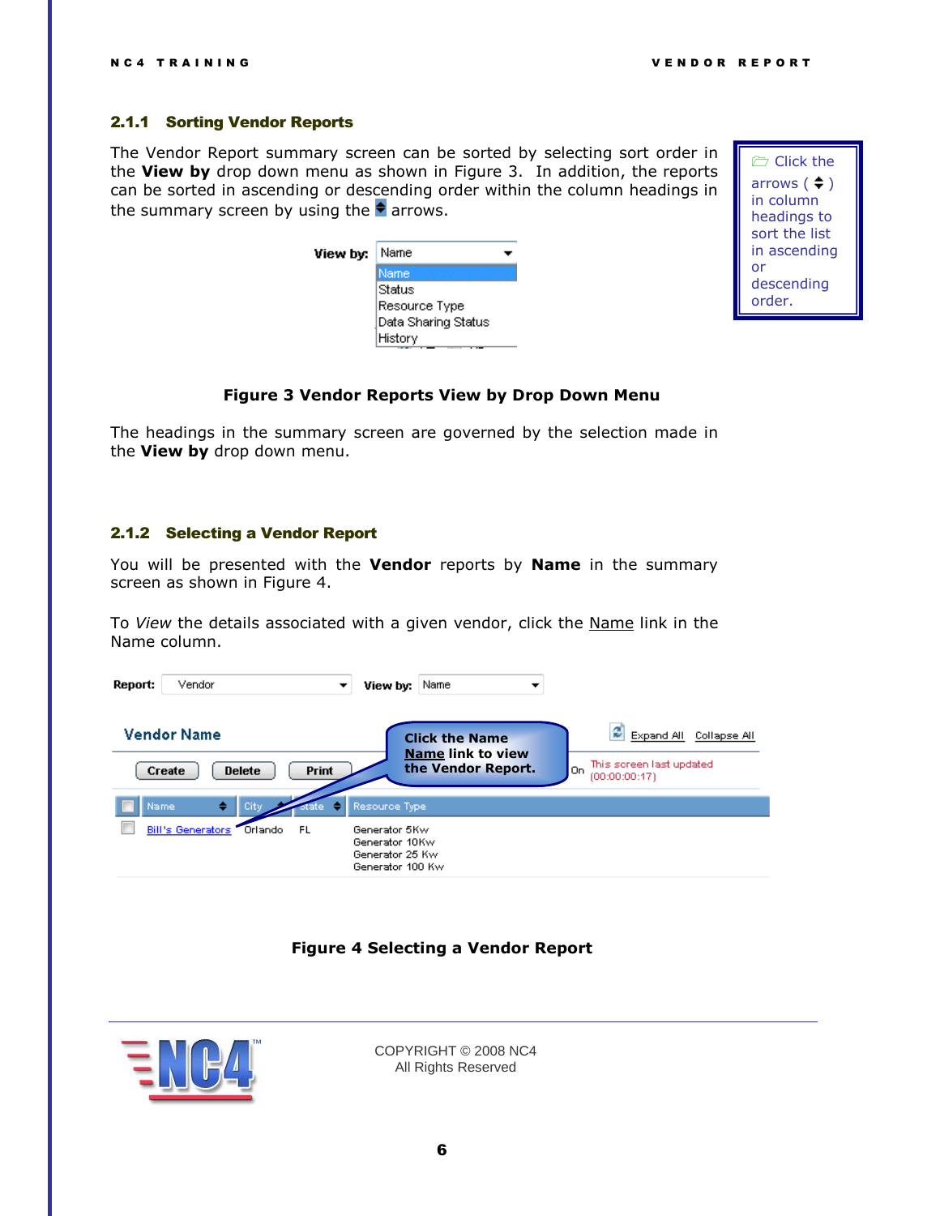### 2.1.1 Sorting Vendor Reports

The Vendor Report summary screen can be sorted by selecting sort order in the **View by** drop down menu as shown in Figure 3. In addition, the reports can be sorted in ascending or descending order within the column headings in the summary screen by using the ⬍ arrows.

Click the arrows ( ⬍ ) in column headings to sort the list in ascending or descending order.

**Figure 3 Vendor Reports View by Drop Down Menu**

The headings in the summary screen are governed by the selection made in the **View by** drop down menu.

### 2.1.2 Selecting a Vendor Report

You will be presented with the **Vendor** reports by **Name** in the summary screen as shown in Figure 4.

To *View* the details associated with a given vendor, click the Name link in the Name column.

**Figure 4 Selecting a Vendor Report**

COPYRIGHT © 2008 NC4
All Rights Reserved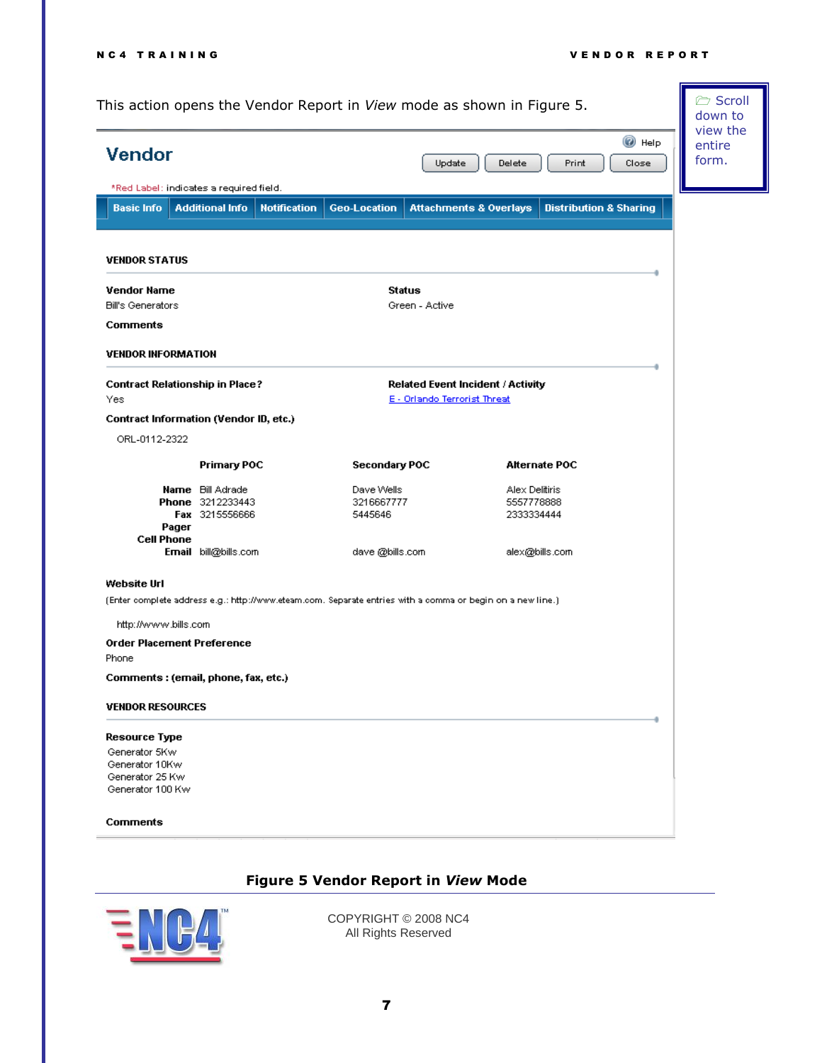This action opens the Vendor Report in *View* mode as shown in Figure 5.

Scroll down to view the entire form.

# Vendor

Help

Update | Delete | Print | Close

*Red Label: indicates a required field.

Basic Info | Additional Info | Notification | Geo-Location | Attachments & Overlays | Distribution & Sharing

**VENDOR STATUS**

**Vendor Name**
Bill's Generators

**Status**
Green - Active

**Comments**

**VENDOR INFORMATION**

**Contract Relationship in Place?**
Yes

**Related Event Incident / Activity**
E - Orlando Terrorist Threat

**Contract Information (Vendor ID, etc.)**

ORL-0112-2322

| | Primary POC | Secondary POC | Alternate POC |
|---|---|---|---|
| **Name** | Bill Adrade | Dave Wells | Alex Delitiris |
| **Phone** | 3212233443 | 3216667777 | 5557778888 |
| **Fax** | 3215556666 | 5445646 | 2333334444 |
| **Pager** | | | |
| **Cell Phone** | | | |
| **Email** | bill@bills.com | dave @bills.com | alex@bills.com |

**Website Url**

(Enter complete address e.g.: http://www.eteam.com. Separate entries with a comma or begin on a new line.)

http://www.bills.com

**Order Placement Preference**
Phone

**Comments : (email, phone, fax, etc.)**

**VENDOR RESOURCES**

**Resource Type**
Generator 5Kw
Generator 10Kw
Generator 25 Kw
Generator 100 Kw

**Comments**

**Figure 5 Vendor Report in *View* Mode**

COPYRIGHT © 2008 NC4
All Rights Reserved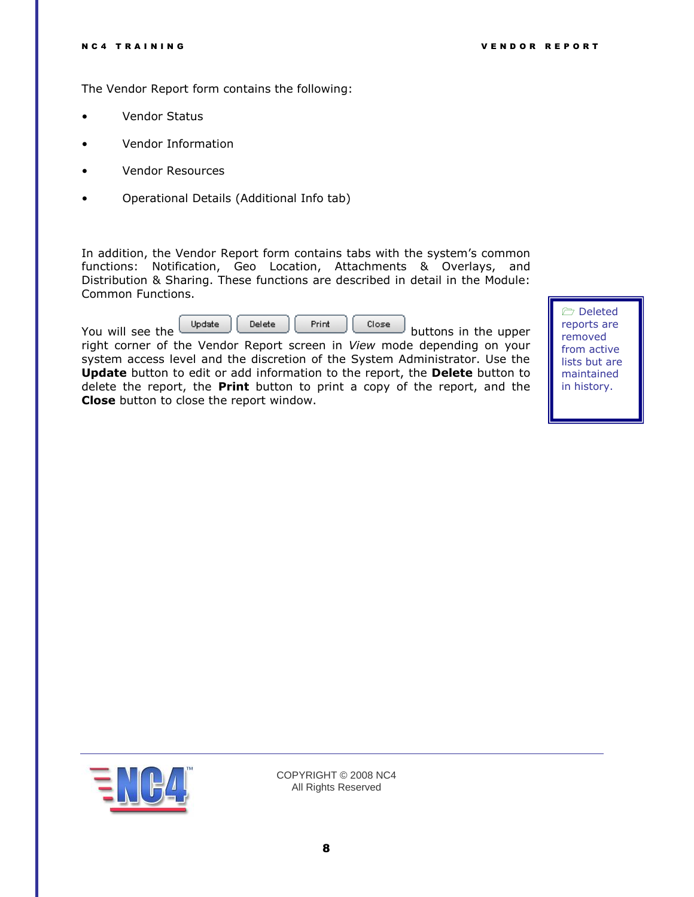The Vendor Report form contains the following:

- Vendor Status
- Vendor Information
- Vendor Resources
- Operational Details (Additional Info tab)

In addition, the Vendor Report form contains tabs with the system's common functions: Notification, Geo Location, Attachments & Overlays, and Distribution & Sharing. These functions are described in detail in the Module: Common Functions.

You will see the Update Delete Print Close buttons in the upper right corner of the Vendor Report screen in *View* mode depending on your system access level and the discretion of the System Administrator. Use the **Update** button to edit or add information to the report, the **Delete** button to delete the report, the **Print** button to print a copy of the report, and the **Close** button to close the report window.

> Deleted reports are removed from active lists but are maintained in history.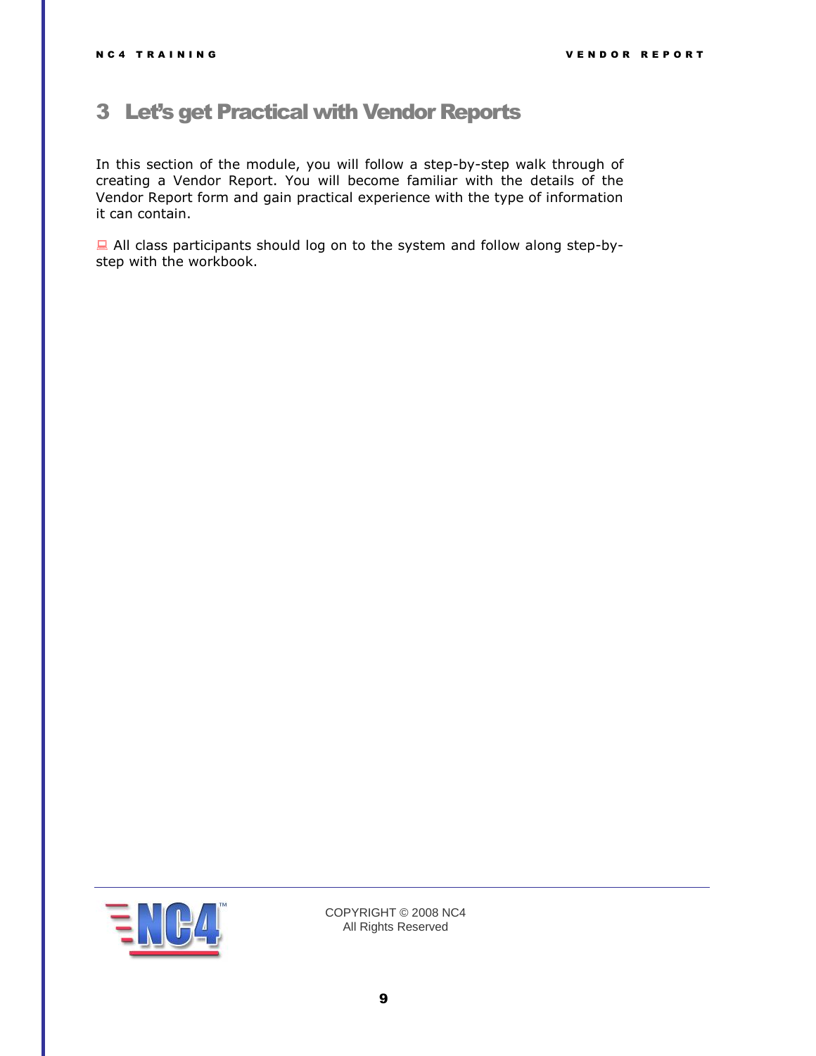# 3 Let's get Practical with Vendor Reports

In this section of the module, you will follow a step-by-step walk through of creating a Vendor Report. You will become familiar with the details of the Vendor Report form and gain practical experience with the type of information it can contain.

All class participants should log on to the system and follow along step-by-step with the workbook.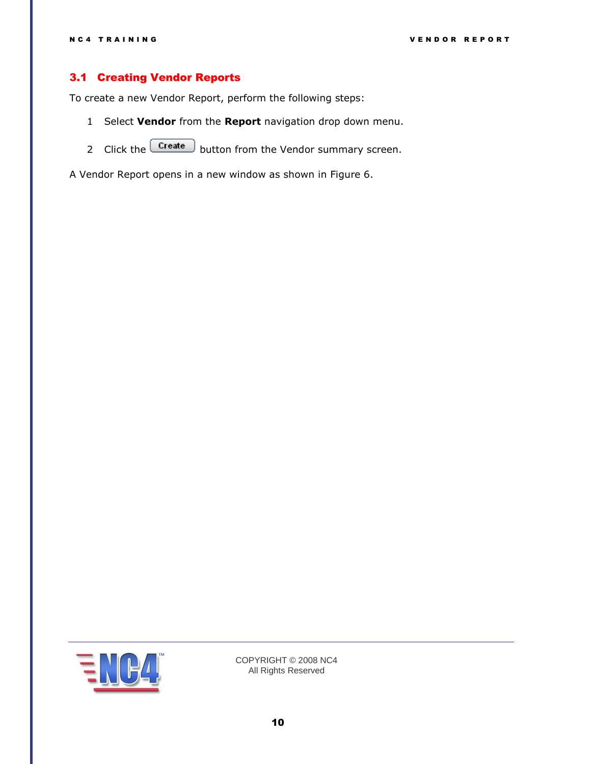## 3.1 Creating Vendor Reports

To create a new Vendor Report, perform the following steps:

1. Select **Vendor** from the **Report** navigation drop down menu.
2. Click the Create button from the Vendor summary screen.

A Vendor Report opens in a new window as shown in Figure 6.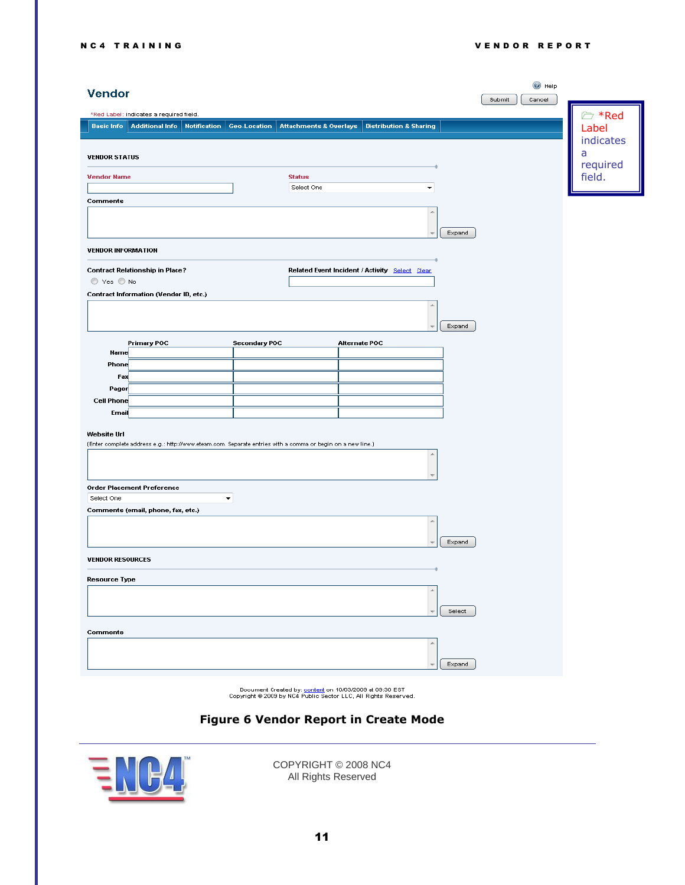**Vendor**

Help

Submit | Cancel

*Red Label: indicates a required field.

Basic Info | Additional Info | Notification | Geo-Location | Attachments & Overlays | Distribution & Sharing

**VENDOR STATUS**

**Vendor Name** | **Status** Select One

**Comments**

Expand

**VENDOR INFORMATION**

**Contract Relationship in Place?** Yes No

**Related Event Incident / Activity** Select Clear

**Contract Information (Vendor ID, etc.)**

Expand

| | Primary POC | Secondary POC | Alternate POC |
|---|---|---|---|
| Name | | | |
| Phone | | | |
| Fax | | | |
| Pager | | | |
| Cell Phone | | | |
| Email | | | |

**Website Url**

(Enter complete address e.g.: http://www.eteam.com. Separate entries with a comma or begin on a new line.)

**Order Placement Preference**

Select One

**Comments (email, phone, fax, etc.)**

Expand

**VENDOR RESOURCES**

**Resource Type**

Select

**Comments**

Expand

Document Created by: content on 10/03/2009 at 09:30 EST
Copyright © 2009 by NC4 Public Sector LLC, All Rights Reserved.

> *Red Label indicates a required field.

**Figure 6 Vendor Report in Create Mode**

COPYRIGHT © 2008 NC4
All Rights Reserved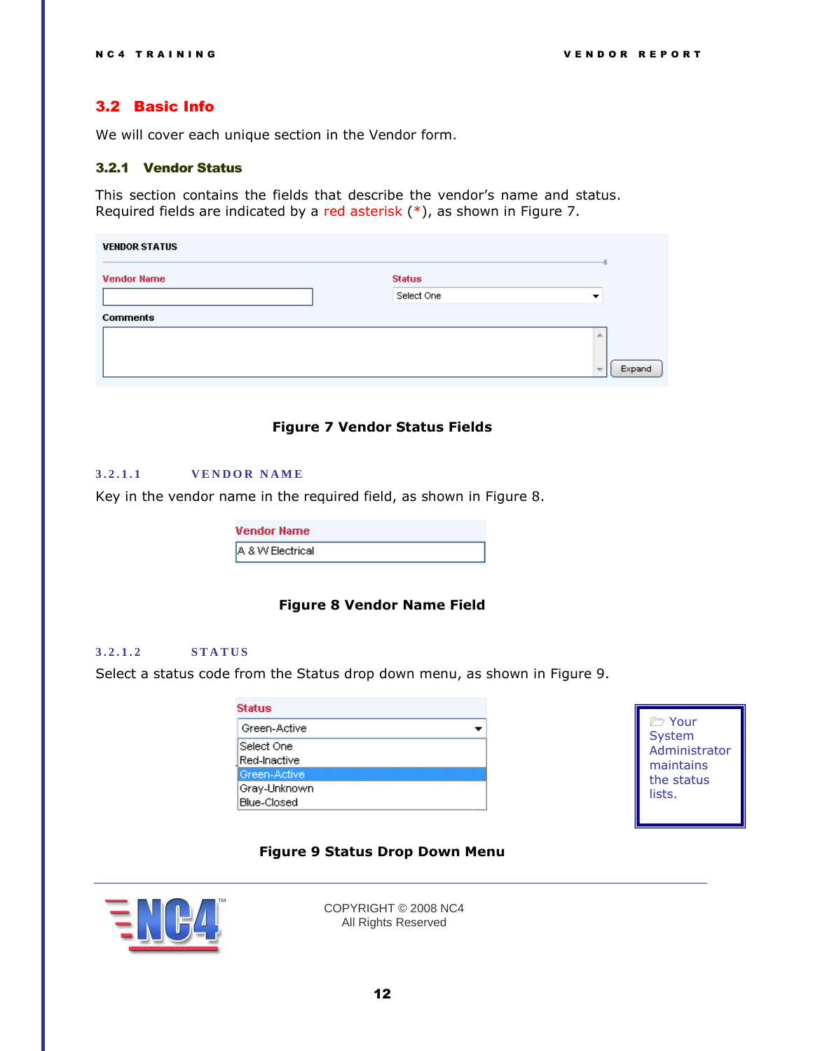## 3.2 Basic Info

We will cover each unique section in the Vendor form.

### 3.2.1 Vendor Status

This section contains the fields that describe the vendor's name and status. Required fields are indicated by a red asterisk (*), as shown in Figure 7.

**Figure 7 Vendor Status Fields**

#### 3.2.1.1 VENDOR NAME

Key in the vendor name in the required field, as shown in Figure 8.

**Figure 8 Vendor Name Field**

#### 3.2.1.2 STATUS

Select a status code from the Status drop down menu, as shown in Figure 9.

> Your System Administrator maintains the status lists.

**Figure 9 Status Drop Down Menu**

COPYRIGHT © 2008 NC4
All Rights Reserved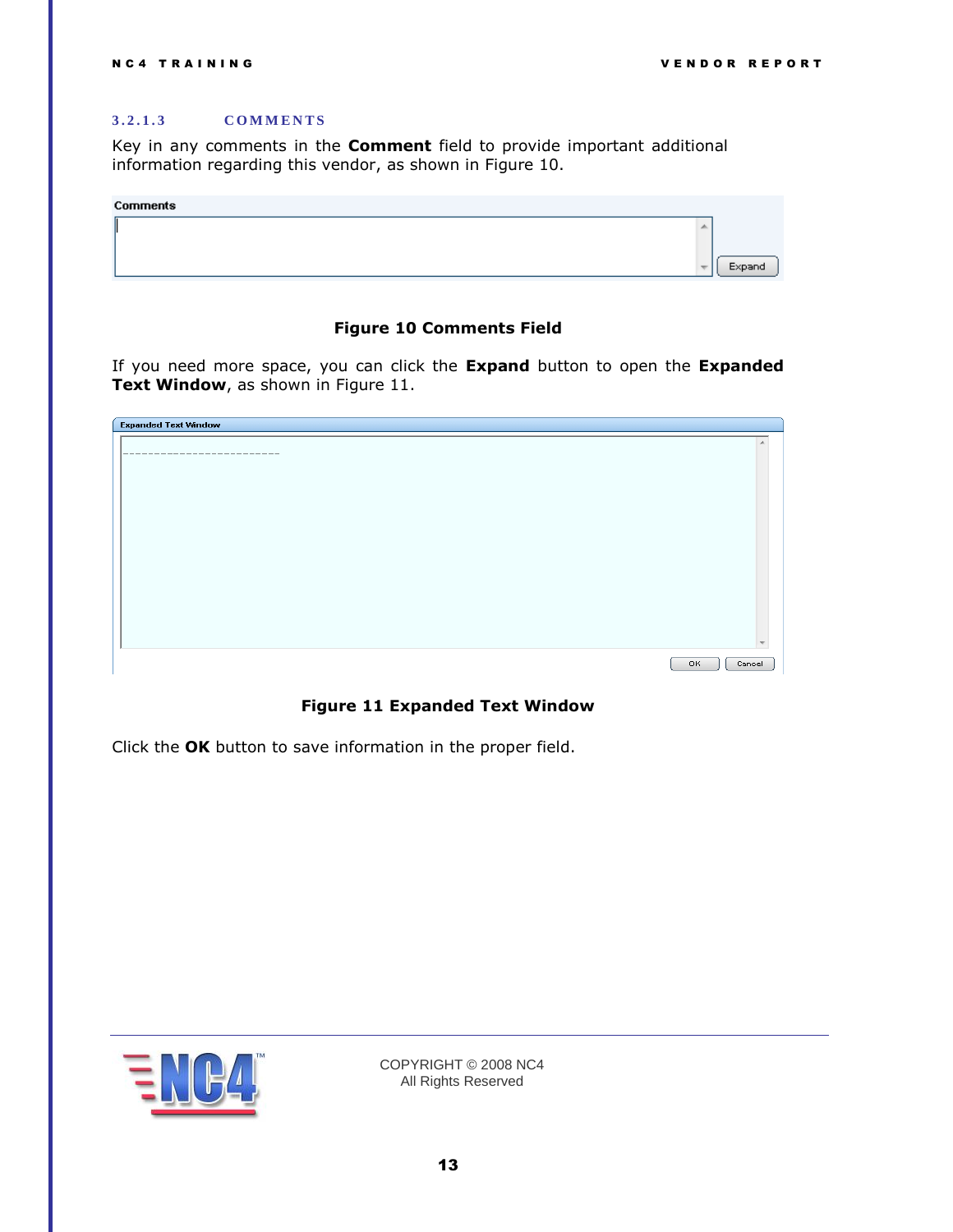#### 3.2.1.3 COMMENTS

Key in any comments in the **Comment** field to provide important additional information regarding this vendor, as shown in Figure 10.

**Figure 10 Comments Field**

If you need more space, you can click the **Expand** button to open the **Expanded Text Window**, as shown in Figure 11.

**Figure 11 Expanded Text Window**

Click the **OK** button to save information in the proper field.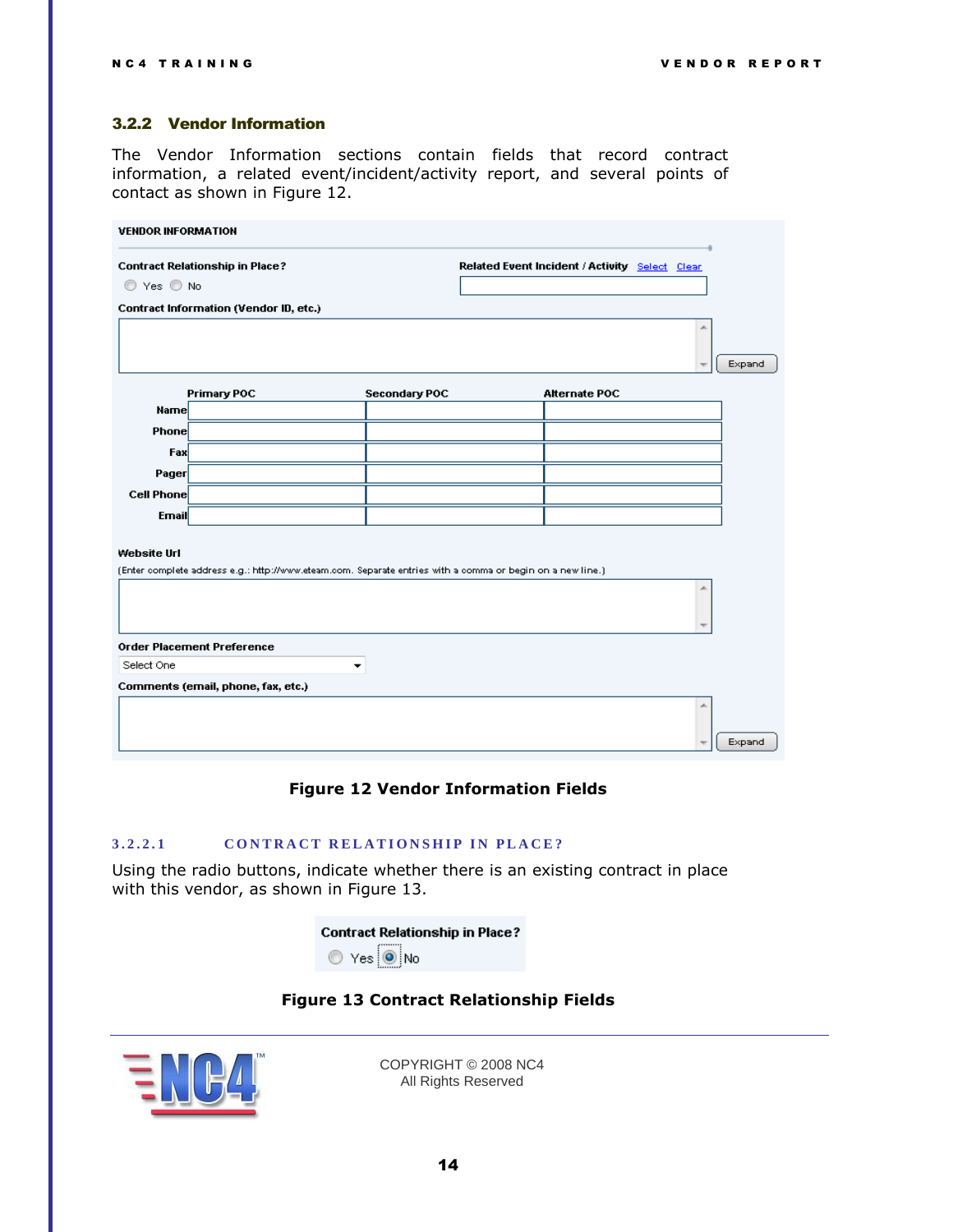### 3.2.2 Vendor Information

The Vendor Information sections contain fields that record contract information, a related event/incident/activity report, and several points of contact as shown in Figure 12.

**Figure 12 Vendor Information Fields**

#### 3.2.2.1 CONTRACT RELATIONSHIP IN PLACE?

Using the radio buttons, indicate whether there is an existing contract in place with this vendor, as shown in Figure 13.

**Figure 13 Contract Relationship Fields**

COPYRIGHT © 2008 NC4
All Rights Reserved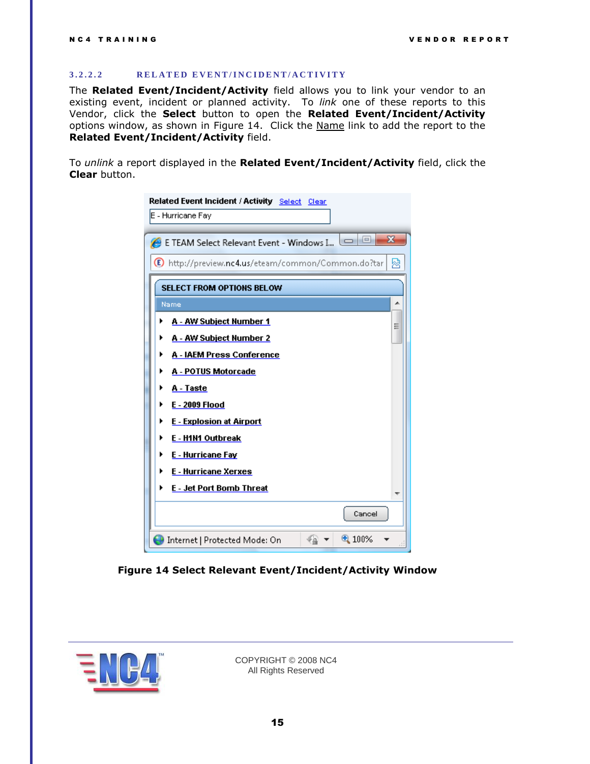#### 3.2.2.2 RELATED EVENT/INCIDENT/ACTIVITY

The **Related Event/Incident/Activity** field allows you to link your vendor to an existing event, incident or planned activity. To *link* one of these reports to this Vendor, click the **Select** button to open the **Related Event/Incident/Activity** options window, as shown in Figure 14. Click the Name link to add the report to the **Related Event/Incident/Activity** field.

To *unlink* a report displayed in the **Related Event/Incident/Activity** field, click the **Clear** button.

**Figure 14 Select Relevant Event/Incident/Activity Window**

COPYRIGHT © 2008 NC4
All Rights Reserved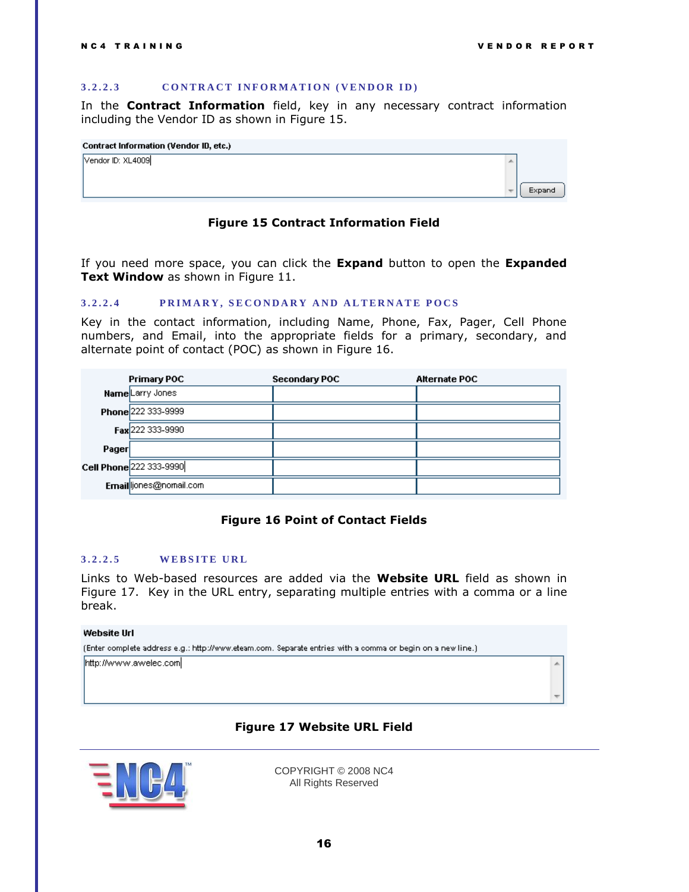### 3.2.2.3 CONTRACT INFORMATION (VENDOR ID)

In the **Contract Information** field, key in any necessary contract information including the Vendor ID as shown in Figure 15.

**Figure 15 Contract Information Field**

If you need more space, you can click the **Expand** button to open the **Expanded Text Window** as shown in Figure 11.

### 3.2.2.4 PRIMARY, SECONDARY AND ALTERNATE POCS

Key in the contact information, including Name, Phone, Fax, Pager, Cell Phone numbers, and Email, into the appropriate fields for a primary, secondary, and alternate point of contact (POC) as shown in Figure 16.

**Figure 16 Point of Contact Fields**

### 3.2.2.5 WEBSITE URL

Links to Web-based resources are added via the **Website URL** field as shown in Figure 17. Key in the URL entry, separating multiple entries with a comma or a line break.

**Figure 17 Website URL Field**

COPYRIGHT © 2008 NC4
All Rights Reserved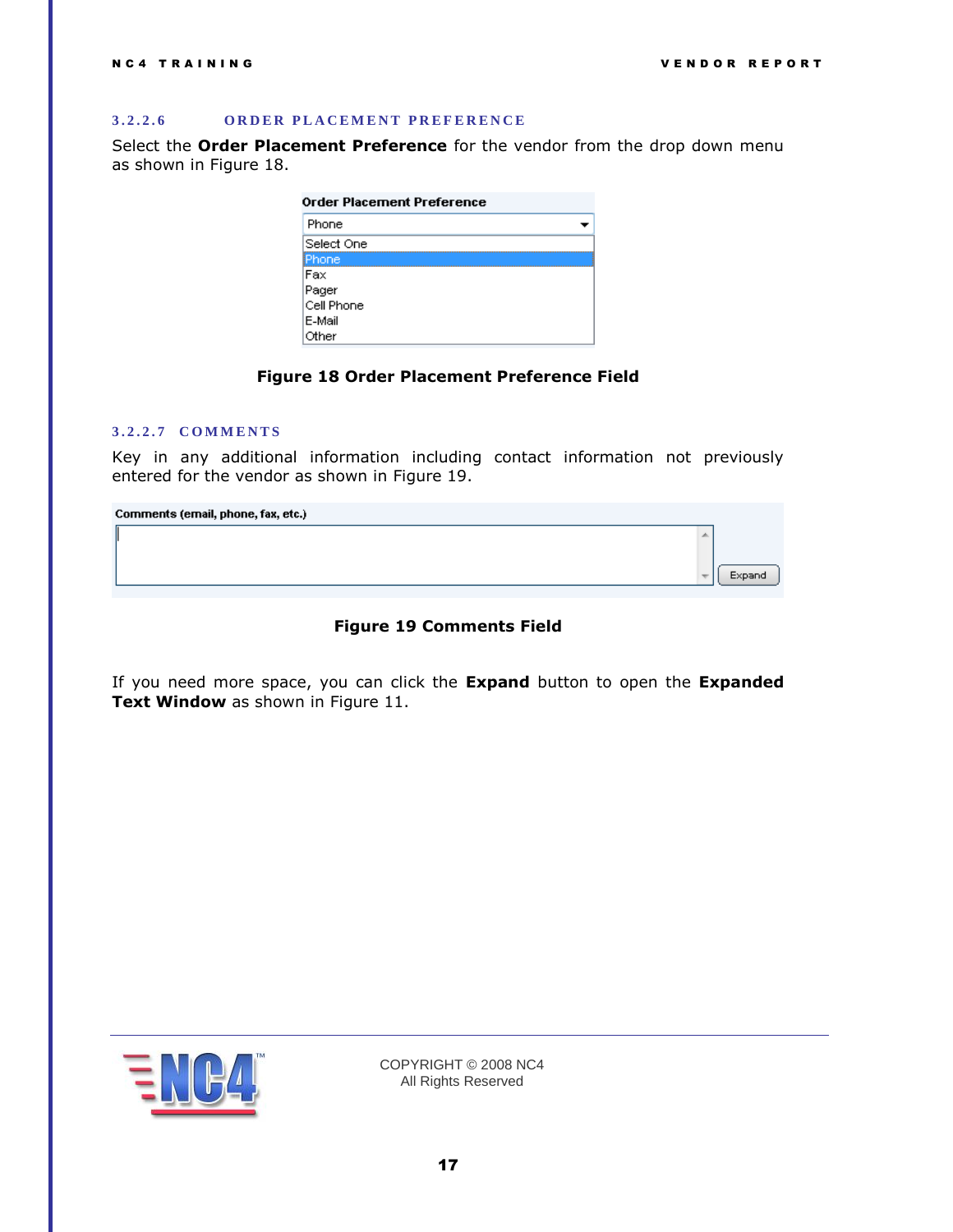#### 3.2.2.6 ORDER PLACEMENT PREFERENCE

Select the **Order Placement Preference** for the vendor from the drop down menu as shown in Figure 18.

**Figure 18 Order Placement Preference Field**

#### 3.2.2.7 COMMENTS

Key in any additional information including contact information not previously entered for the vendor as shown in Figure 19.

**Figure 19 Comments Field**

If you need more space, you can click the **Expand** button to open the **Expanded Text Window** as shown in Figure 11.

COPYRIGHT © 2008 NC4
All Rights Reserved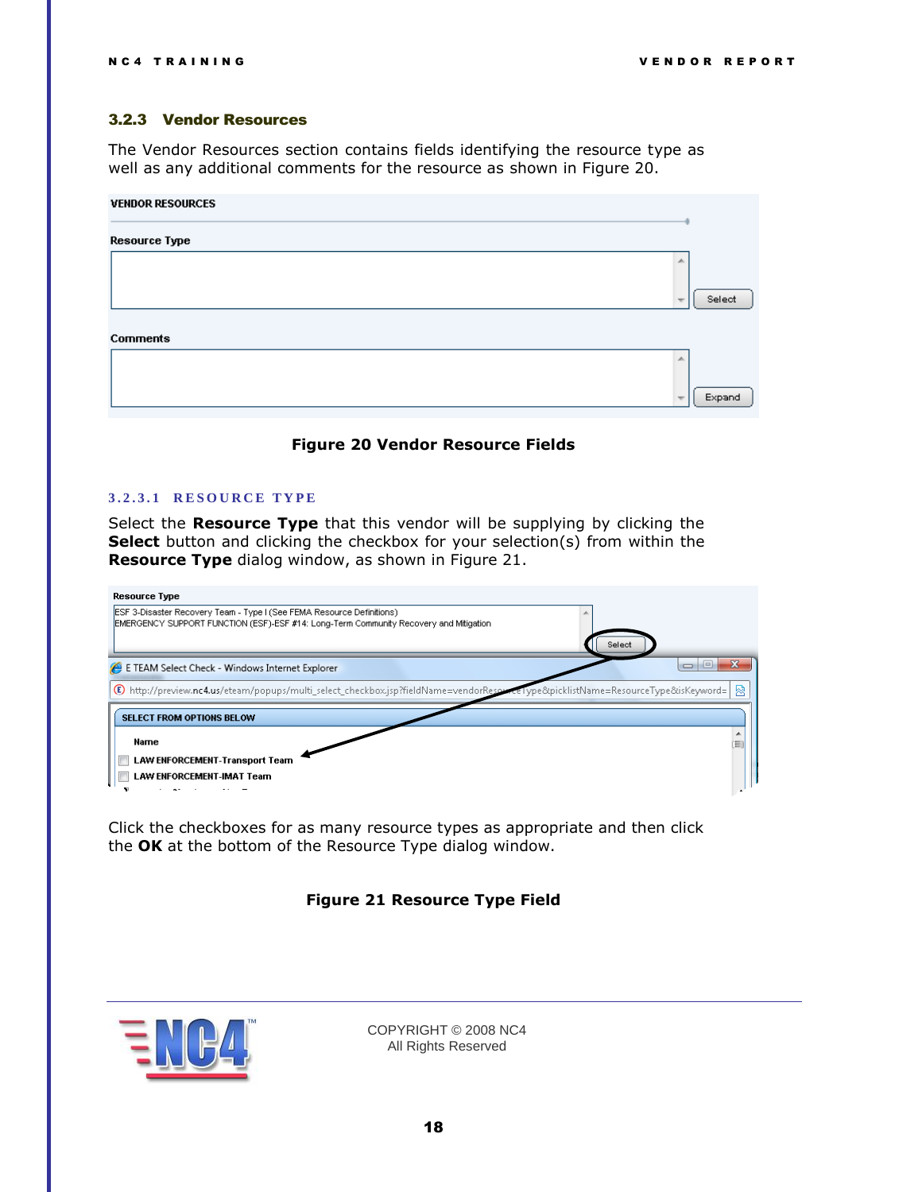### 3.2.3 Vendor Resources

The Vendor Resources section contains fields identifying the resource type as well as any additional comments for the resource as shown in Figure 20.

**Figure 20 Vendor Resource Fields**

#### 3.2.3.1 RESOURCE TYPE

Select the **Resource Type** that this vendor will be supplying by clicking the **Select** button and clicking the checkbox for your selection(s) from within the **Resource Type** dialog window, as shown in Figure 21.

Click the checkboxes for as many resource types as appropriate and then click the **OK** at the bottom of the Resource Type dialog window.

**Figure 21 Resource Type Field**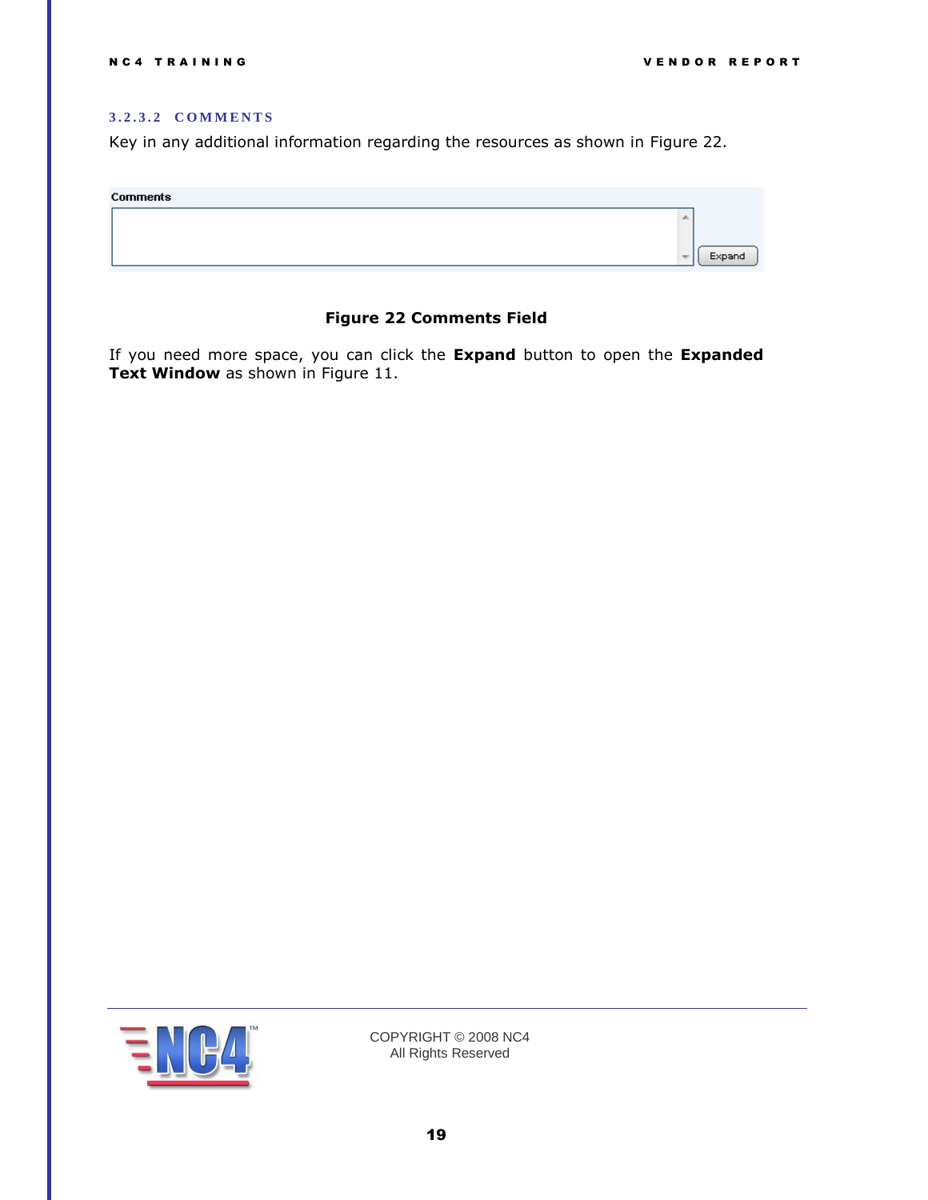#### 3.2.3.2 COMMENTS

Key in any additional information regarding the resources as shown in Figure 22.

**Figure 22 Comments Field**

If you need more space, you can click the **Expand** button to open the **Expanded Text Window** as shown in Figure 11.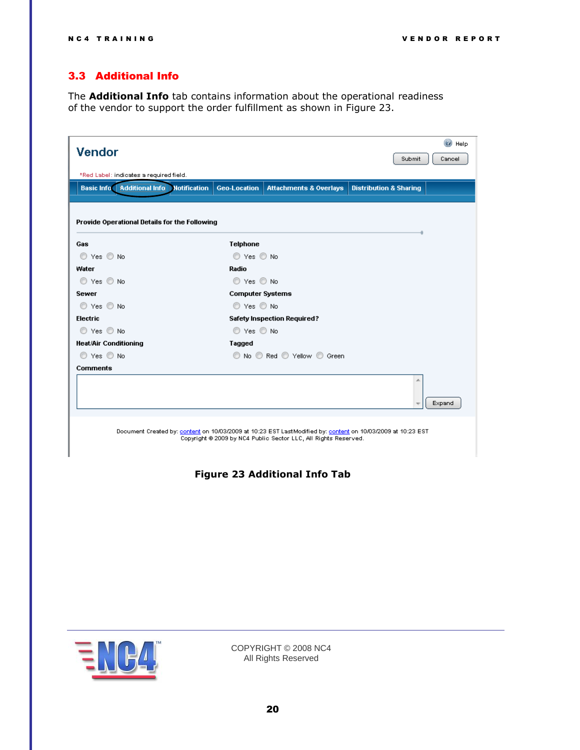## 3.3 Additional Info

The **Additional Info** tab contains information about the operational readiness of the vendor to support the order fulfillment as shown in Figure 23.

**Figure 23 Additional Info Tab**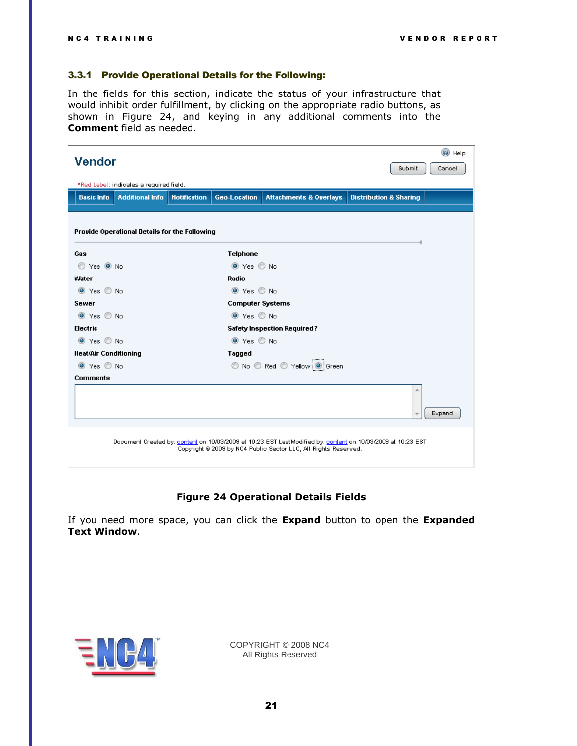### 3.3.1 Provide Operational Details for the Following:

In the fields for this section, indicate the status of your infrastructure that would inhibit order fulfillment, by clicking on the appropriate radio buttons, as shown in Figure 24, and keying in any additional comments into the **Comment** field as needed.

**Figure 24 Operational Details Fields**

If you need more space, you can click the **Expand** button to open the **Expanded Text Window**.

COPYRIGHT © 2008 NC4
All Rights Reserved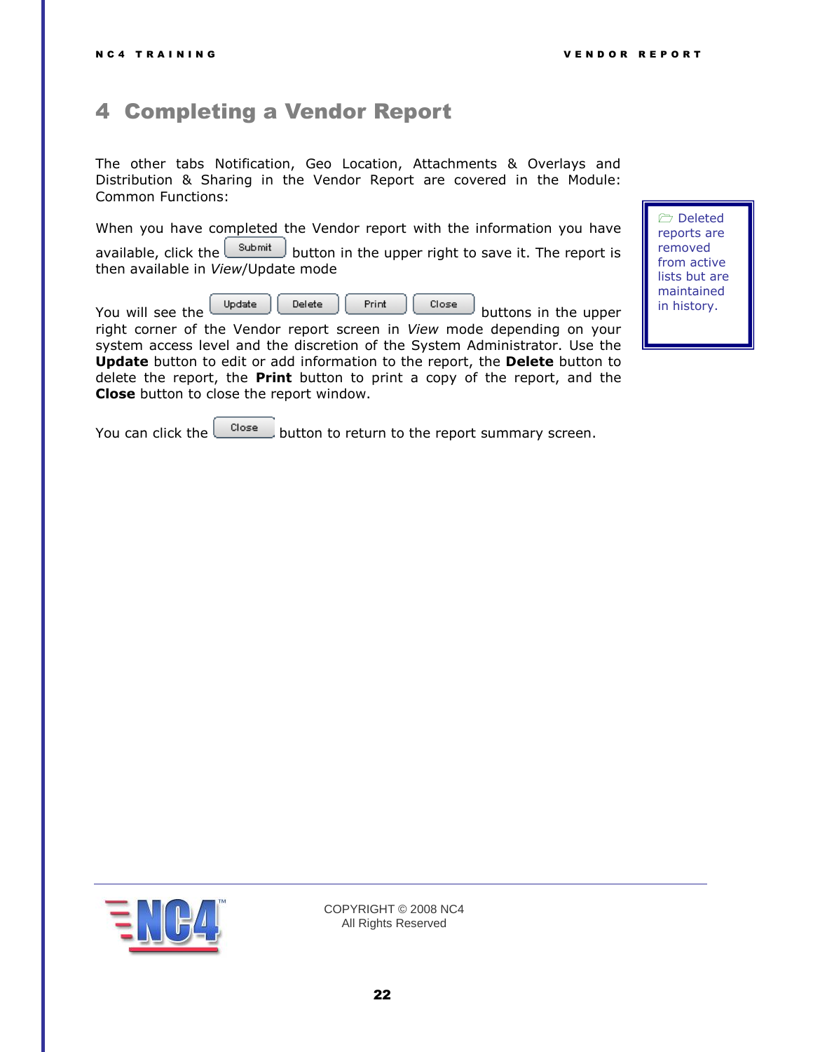# 4 Completing a Vendor Report

The other tabs Notification, Geo Location, Attachments & Overlays and Distribution & Sharing in the Vendor Report are covered in the Module: Common Functions:

When you have completed the Vendor report with the information you have available, click the Submit button in the upper right to save it. The report is then available in *View*/Update mode

You will see the Update Delete Print Close buttons in the upper right corner of the Vendor report screen in *View* mode depending on your system access level and the discretion of the System Administrator. Use the **Update** button to edit or add information to the report, the **Delete** button to delete the report, the **Print** button to print a copy of the report, and the **Close** button to close the report window.

You can click the Close button to return to the report summary screen.

Deleted reports are removed from active lists but are maintained in history.

COPYRIGHT © 2008 NC4
All Rights Reserved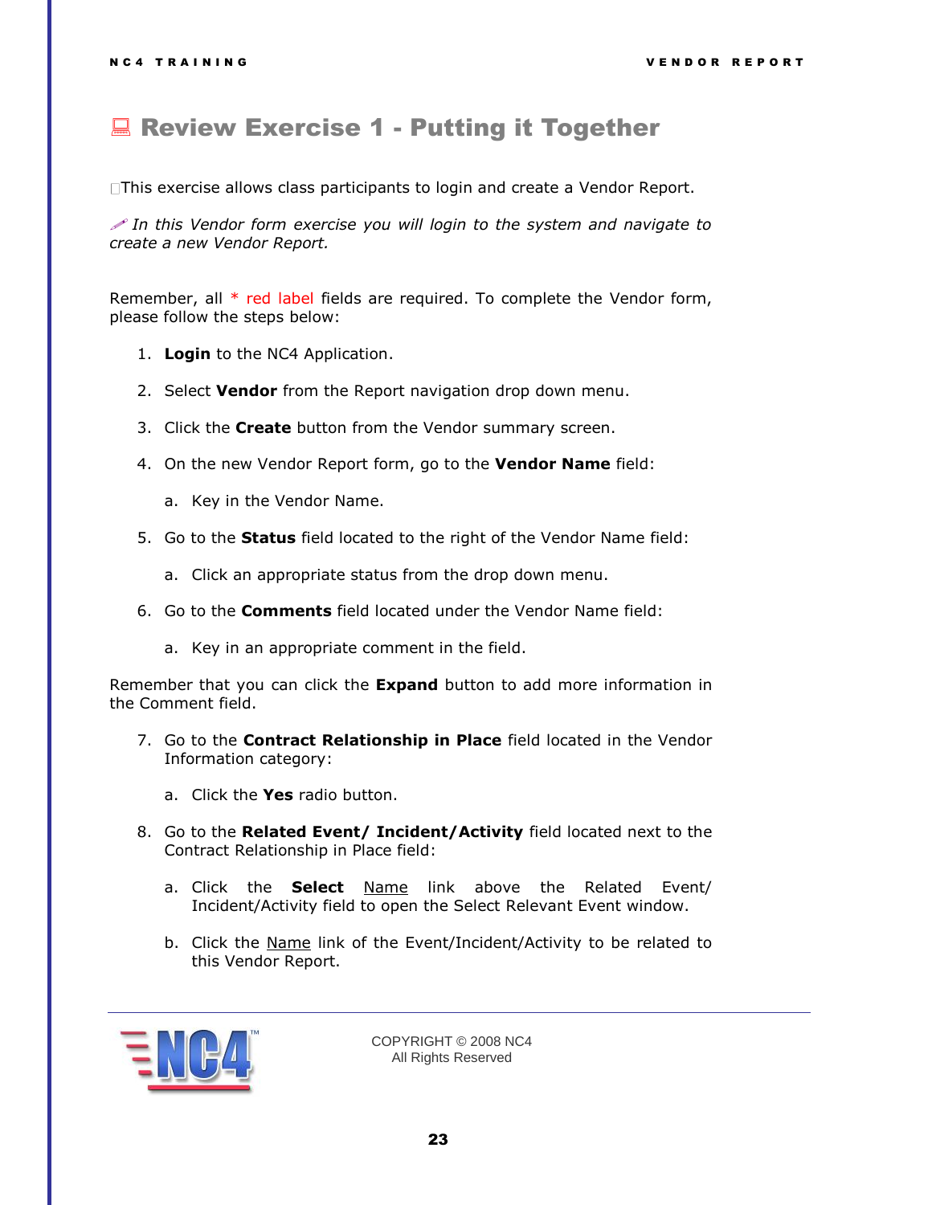# Review Exercise 1 - Putting it Together

This exercise allows class participants to login and create a Vendor Report.

*In this Vendor form exercise you will login to the system and navigate to create a new Vendor Report.*

Remember, all * red label fields are required. To complete the Vendor form, please follow the steps below:

1. **Login** to the NC4 Application.
2. Select **Vendor** from the Report navigation drop down menu.
3. Click the **Create** button from the Vendor summary screen.
4. On the new Vendor Report form, go to the **Vendor Name** field:
   a. Key in the Vendor Name.
5. Go to the **Status** field located to the right of the Vendor Name field:
   a. Click an appropriate status from the drop down menu.
6. Go to the **Comments** field located under the Vendor Name field:
   a. Key in an appropriate comment in the field.

Remember that you can click the **Expand** button to add more information in the Comment field.

7. Go to the **Contract Relationship in Place** field located in the Vendor Information category:
   a. Click the **Yes** radio button.
8. Go to the **Related Event/ Incident/Activity** field located next to the Contract Relationship in Place field:
   a. Click the **Select** Name link above the Related Event/ Incident/Activity field to open the Select Relevant Event window.
   b. Click the Name link of the Event/Incident/Activity to be related to this Vendor Report.

COPYRIGHT © 2008 NC4
All Rights Reserved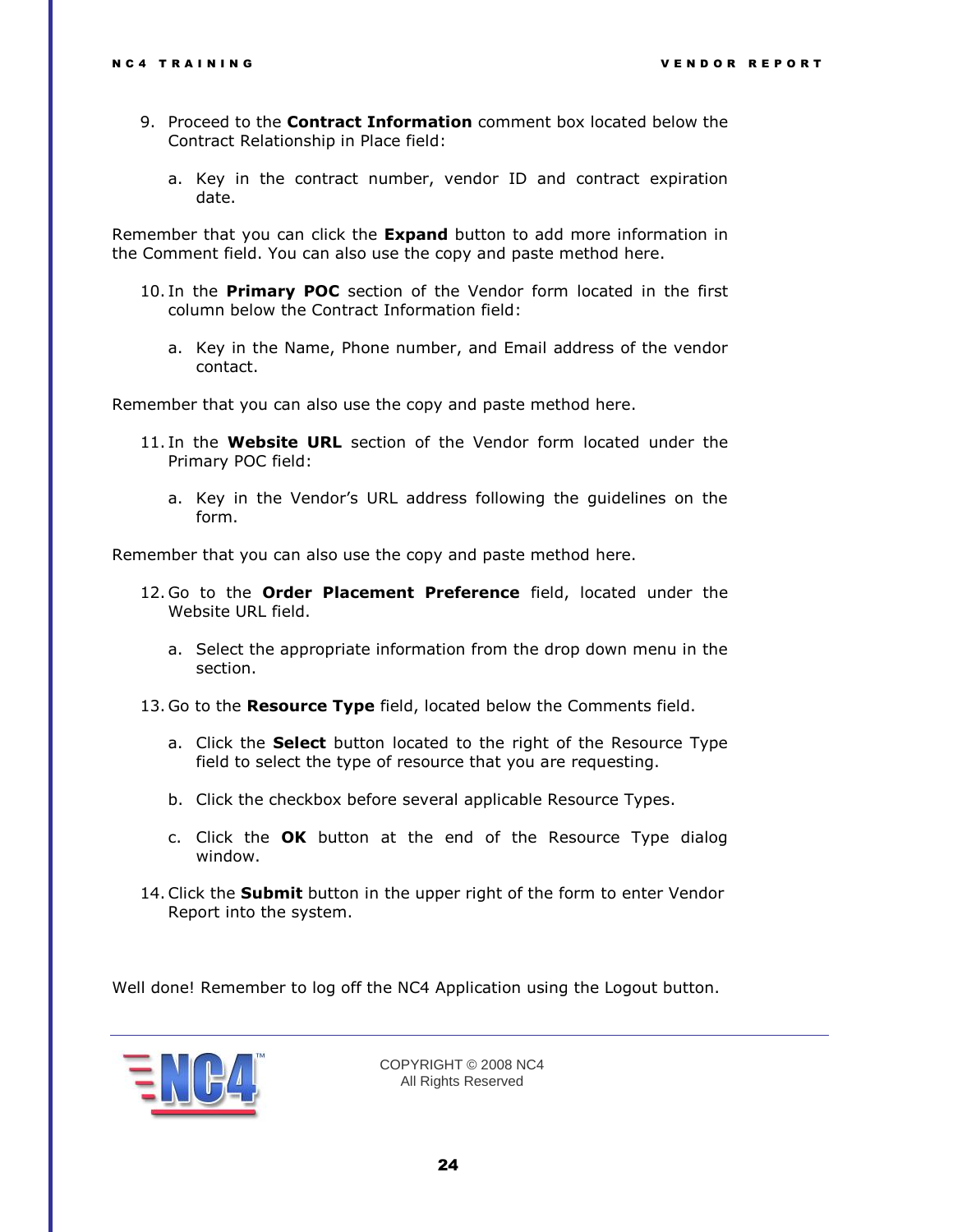9. Proceed to the **Contract Information** comment box located below the Contract Relationship in Place field:

    a. Key in the contract number, vendor ID and contract expiration date.

Remember that you can click the **Expand** button to add more information in the Comment field. You can also use the copy and paste method here.

10. In the **Primary POC** section of the Vendor form located in the first column below the Contract Information field:

    a. Key in the Name, Phone number, and Email address of the vendor contact.

Remember that you can also use the copy and paste method here.

11. In the **Website URL** section of the Vendor form located under the Primary POC field:

    a. Key in the Vendor's URL address following the guidelines on the form.

Remember that you can also use the copy and paste method here.

12. Go to the **Order Placement Preference** field, located under the Website URL field.

    a. Select the appropriate information from the drop down menu in the section.

13. Go to the **Resource Type** field, located below the Comments field.

    a. Click the **Select** button located to the right of the Resource Type field to select the type of resource that you are requesting.

    b. Click the checkbox before several applicable Resource Types.

    c. Click the **OK** button at the end of the Resource Type dialog window.

14. Click the **Submit** button in the upper right of the form to enter Vendor Report into the system.

Well done! Remember to log off the NC4 Application using the Logout button.

COPYRIGHT © 2008 NC4
All Rights Reserved